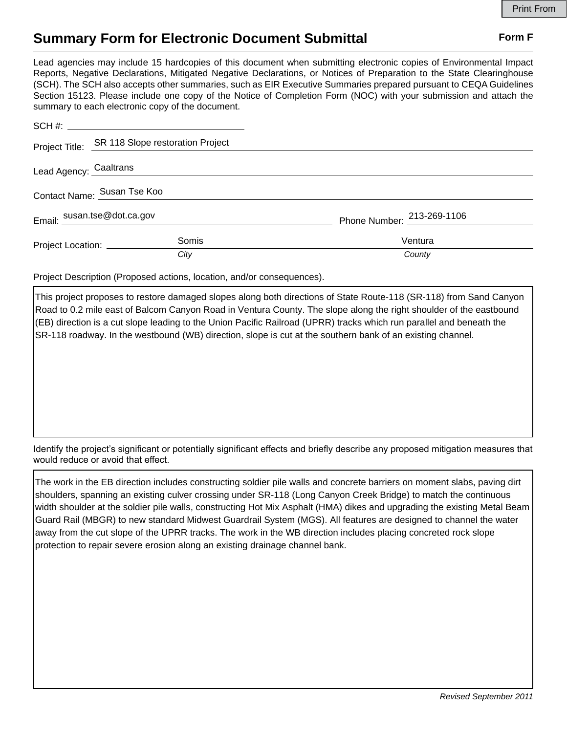Print From

# Summary Form for Electronic Document Submittal

**Form F**

Lead agencies may include 15 hardcopies of this document when submitting electronic copies of Environmental Impact Reports, Negative Declarations, Mitigated Negative Declarations, or Notices of Preparation to the State Clearinghouse (SCH). The SCH also accepts other summaries, such as EIR Executive Summaries prepared pursuant to CEQA Guidelines Section 15123. Please include one copy of the Notice of Completion Form (NOC) with your submission and attach the summary to each electronic copy of the document.

SCH #: 

Project Title: SR 118 Slope restoration Project

Lead Agency: Caaltrans

Contact Name: Susan Tse Koo

Email: susan.tse@dot.ca.gov

Phone Number: 213-269-1106

Project Location: Somis (*City*), Ventura (*County*)

Project Description (Proposed actions, location, and/or consequences).

This project proposes to restore damaged slopes along both directions of State Route-118 (SR-118) from Sand Canyon Road to 0.2 mile east of Balcom Canyon Road in Ventura County. The slope along the right shoulder of the eastbound (EB) direction is a cut slope leading to the Union Pacific Railroad (UPRR) tracks which run parallel and beneath the SR-118 roadway. In the westbound (WB) direction, slope is cut at the southern bank of an existing channel.

Identify the project's significant or potentially significant effects and briefly describe any proposed mitigation measures that would reduce or avoid that effect.

The work in the EB direction includes constructing soldier pile walls and concrete barriers on moment slabs, paving dirt shoulders, spanning an existing culver crossing under SR-118 (Long Canyon Creek Bridge) to match the continuous width shoulder at the soldier pile walls, constructing Hot Mix Asphalt (HMA) dikes and upgrading the existing Metal Beam Guard Rail (MBGR) to new standard Midwest Guardrail System (MGS). All features are designed to channel the water away from the cut slope of the UPRR tracks. The work in the WB direction includes placing concreted rock slope protection to repair severe erosion along an existing drainage channel bank.

*Revised September 2011*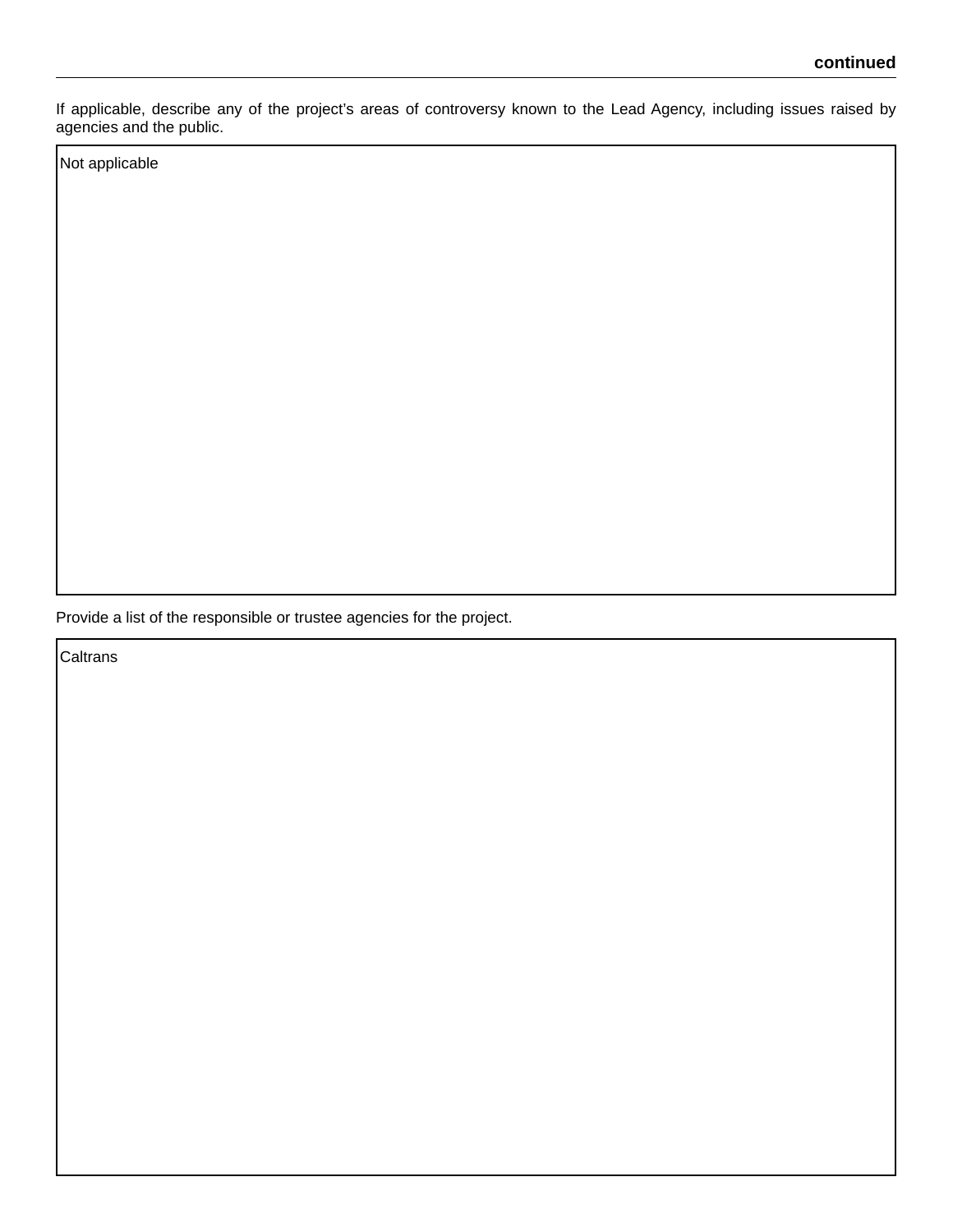**continued**

If applicable, describe any of the project's areas of controversy known to the Lead Agency, including issues raised by agencies and the public.

Not applicable

Provide a list of the responsible or trustee agencies for the project.

Caltrans